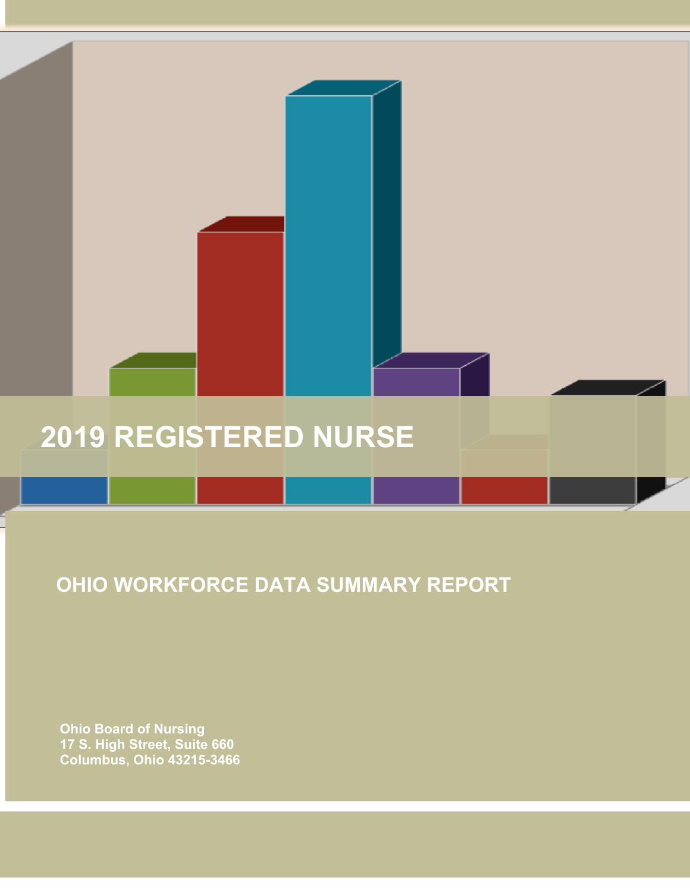# 2019 REGISTERED NURSE

## OHIO WORKFORCE DATA SUMMARY REPORT

**Ohio Board of Nursing**
**17 S. High Street, Suite 660**
**Columbus, Ohio 43215-3466**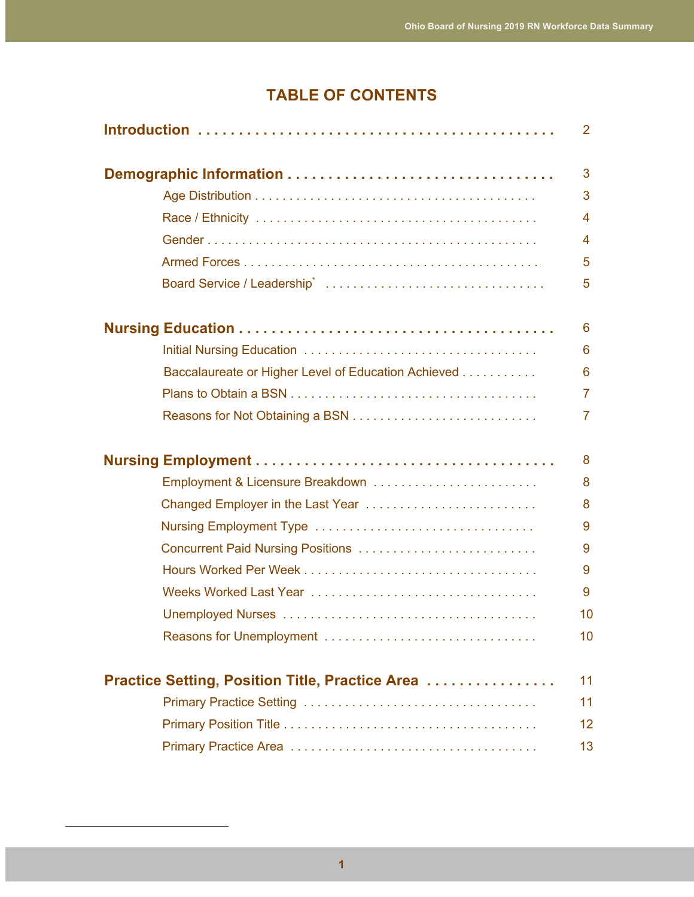# TABLE OF CONTENTS

**Introduction** . . . . . . . . . . 2

**Demographic Information** . . . . . . . . . . 3

- Age Distribution . . . . . . . . . . 3
- Race / Ethnicity . . . . . . . . . . 4
- Gender . . . . . . . . . . 4
- Armed Forces . . . . . . . . . . 5
- Board Service / Leadership* . . . . . . . . . . 5

**Nursing Education** . . . . . . . . . . 6

- Initial Nursing Education . . . . . . . . . . 6
- Baccalaureate or Higher Level of Education Achieved . . . . . . . . . . 6
- Plans to Obtain a BSN . . . . . . . . . . 7
- Reasons for Not Obtaining a BSN . . . . . . . . . . 7

**Nursing Employment** . . . . . . . . . . 8

- Employment & Licensure Breakdown . . . . . . . . . . 8
- Changed Employer in the Last Year . . . . . . . . . . 8
- Nursing Employment Type . . . . . . . . . . 9
- Concurrent Paid Nursing Positions . . . . . . . . . . 9
- Hours Worked Per Week . . . . . . . . . . 9
- Weeks Worked Last Year . . . . . . . . . . 9
- Unemployed Nurses . . . . . . . . . . 10
- Reasons for Unemployment . . . . . . . . . . 10

**Practice Setting, Position Title, Practice Area** . . . . . . . . . . 11

- Primary Practice Setting . . . . . . . . . . 11
- Primary Position Title . . . . . . . . . . 12
- Primary Practice Area . . . . . . . . . . 13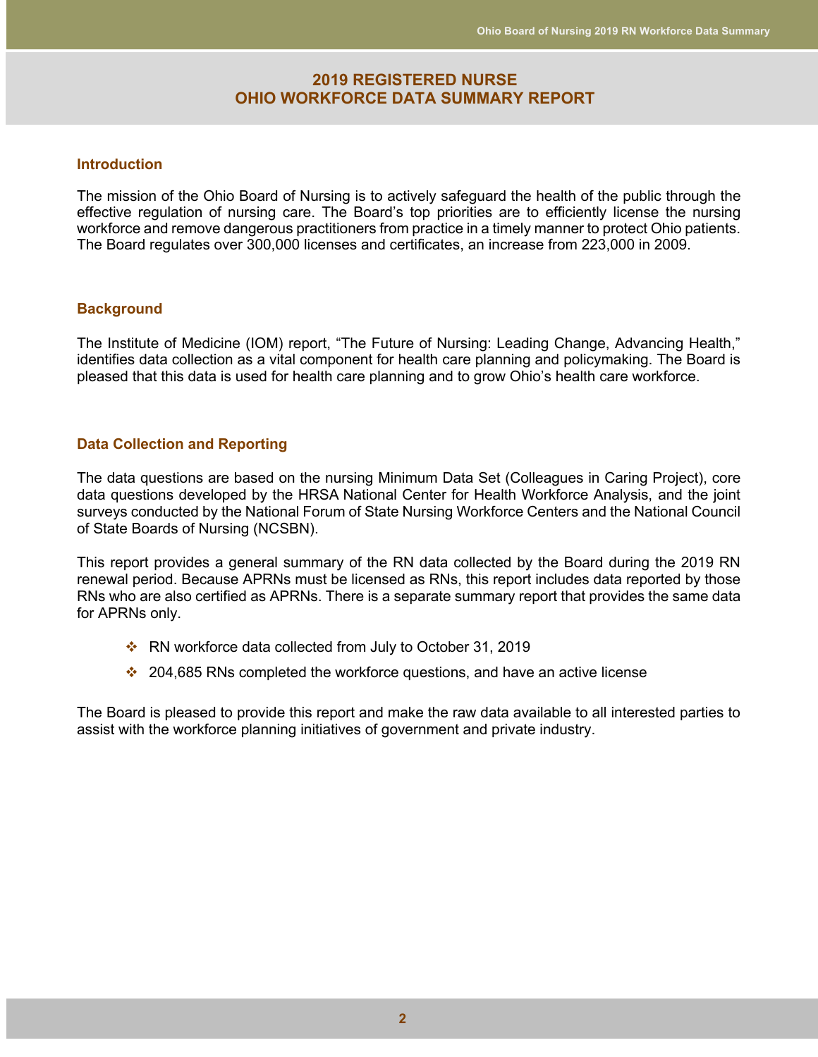# 2019 REGISTERED NURSE OHIO WORKFORCE DATA SUMMARY REPORT

## Introduction

The mission of the Ohio Board of Nursing is to actively safeguard the health of the public through the effective regulation of nursing care. The Board's top priorities are to efficiently license the nursing workforce and remove dangerous practitioners from practice in a timely manner to protect Ohio patients. The Board regulates over 300,000 licenses and certificates, an increase from 223,000 in 2009.

## Background

The Institute of Medicine (IOM) report, "The Future of Nursing: Leading Change, Advancing Health," identifies data collection as a vital component for health care planning and policymaking. The Board is pleased that this data is used for health care planning and to grow Ohio's health care workforce.

## Data Collection and Reporting

The data questions are based on the nursing Minimum Data Set (Colleagues in Caring Project), core data questions developed by the HRSA National Center for Health Workforce Analysis, and the joint surveys conducted by the National Forum of State Nursing Workforce Centers and the National Council of State Boards of Nursing (NCSBN).

This report provides a general summary of the RN data collected by the Board during the 2019 RN renewal period. Because APRNs must be licensed as RNs, this report includes data reported by those RNs who are also certified as APRNs. There is a separate summary report that provides the same data for APRNs only.

- RN workforce data collected from July to October 31, 2019
- 204,685 RNs completed the workforce questions, and have an active license

The Board is pleased to provide this report and make the raw data available to all interested parties to assist with the workforce planning initiatives of government and private industry.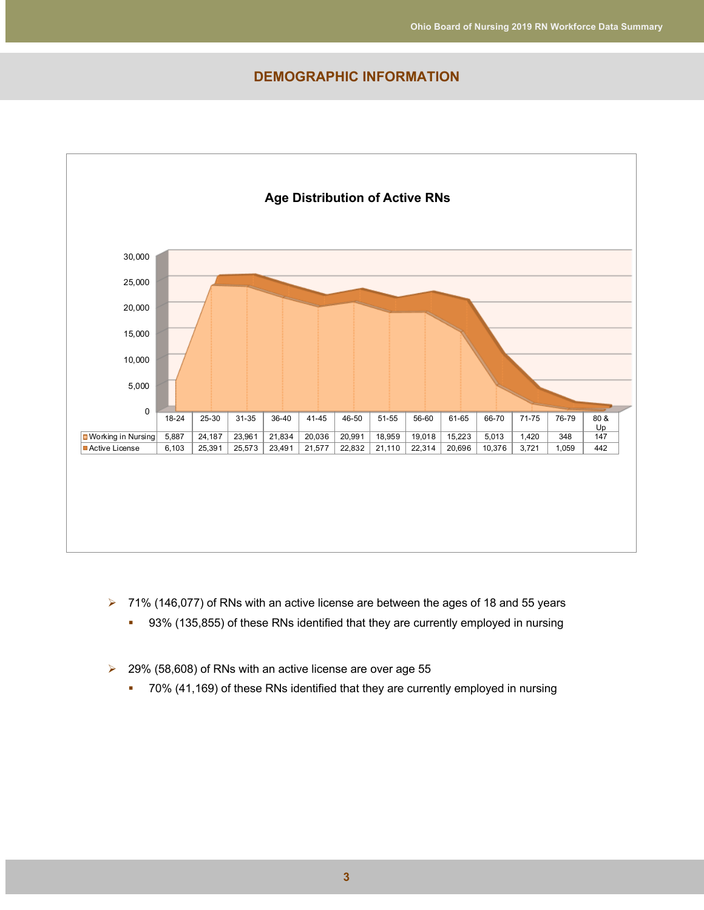## DEMOGRAPHIC INFORMATION

**Age Distribution of Active RNs**

| | 18-24 | 25-30 | 31-35 | 36-40 | 41-45 | 46-50 | 51-55 | 56-60 | 61-65 | 66-70 | 71-75 | 76-79 | 80 & Up |
|---|---|---|---|---|---|---|---|---|---|---|---|---|---|
| Working in Nursing | 5,887 | 24,187 | 23,961 | 21,834 | 20,036 | 20,991 | 18,959 | 19,018 | 15,223 | 5,013 | 1,420 | 348 | 147 |
| Active License | 6,103 | 25,391 | 25,573 | 23,491 | 21,577 | 22,832 | 21,110 | 22,314 | 20,696 | 10,376 | 3,721 | 1,059 | 442 |

- 71% (146,077) of RNs with an active license are between the ages of 18 and 55 years
  - 93% (135,855) of these RNs identified that they are currently employed in nursing

- 29% (58,608) of RNs with an active license are over age 55
  - 70% (41,169) of these RNs identified that they are currently employed in nursing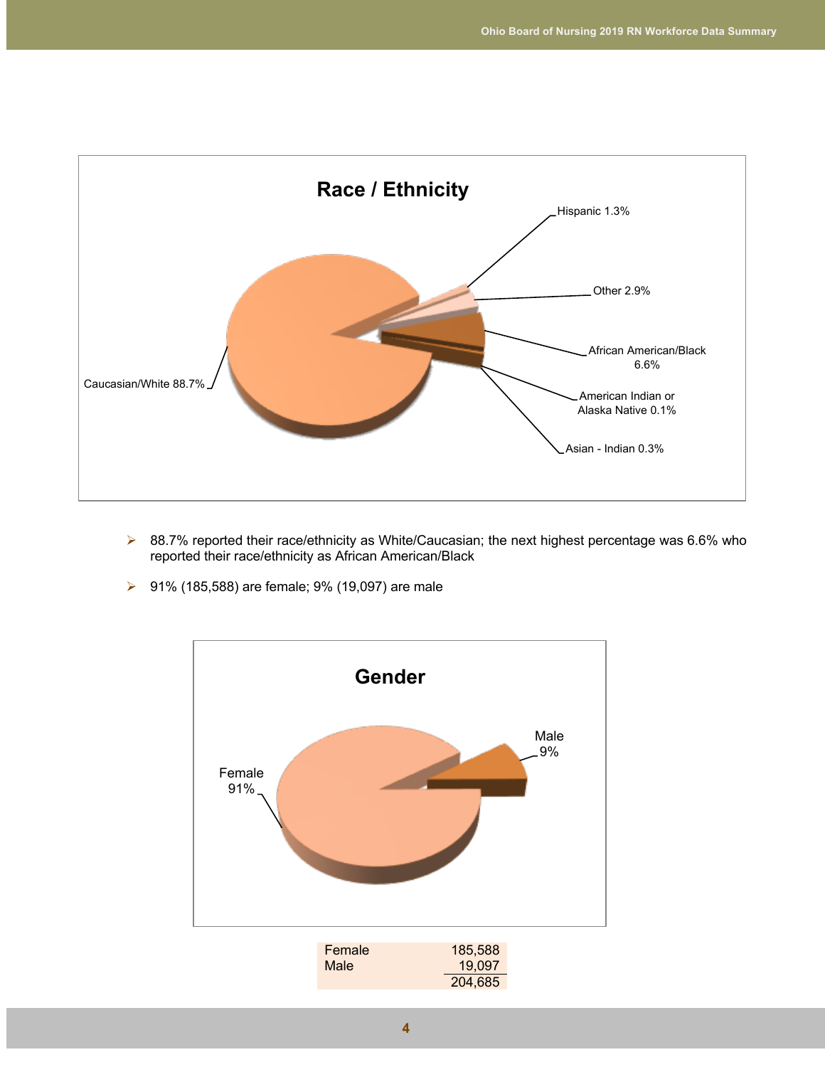## Race / Ethnicity

- Caucasian/White 88.7%
- African American/Black 6.6%
- Other 2.9%
- Hispanic 1.3%
- Asian - Indian 0.3%
- American Indian or Alaska Native 0.1%

- 88.7% reported their race/ethnicity as White/Caucasian; the next highest percentage was 6.6% who reported their race/ethnicity as African American/Black
- 91% (185,588) are female; 9% (19,097) are male

## Gender

- Female 91%
- Male 9%

| | |
|---|---|
| Female | 185,588 |
| Male | 19,097 |
| | 204,685 |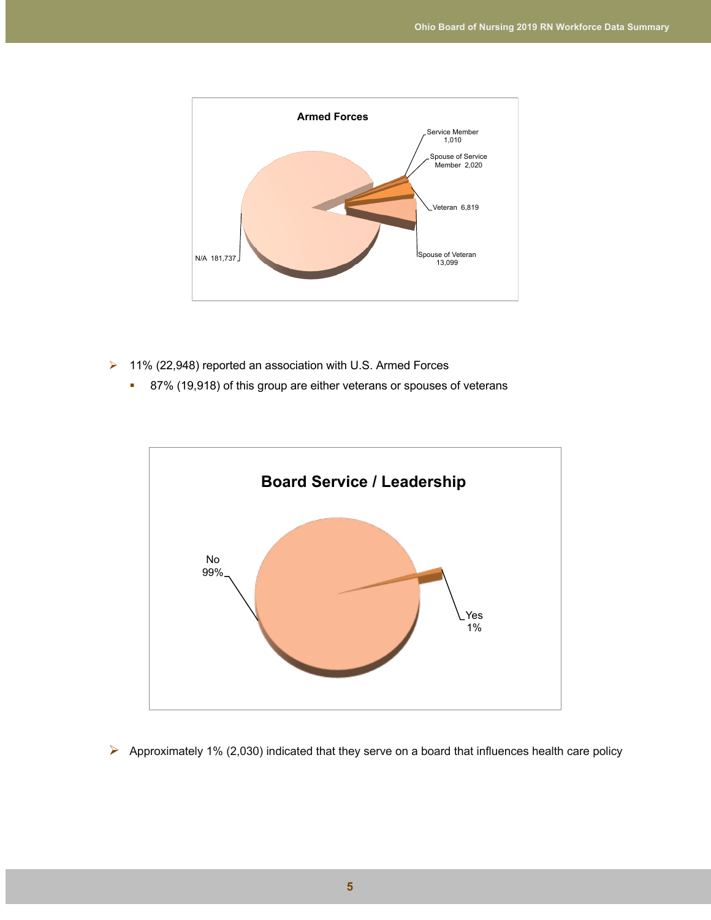**Armed Forces**

Service Member 1,010

Spouse of Service Member 2,020

Veteran 6,819

Spouse of Veteran 13,099

N/A 181,737

- 11% (22,948) reported an association with U.S. Armed Forces
    - 87% (19,918) of this group are either veterans or spouses of veterans

**Board Service / Leadership**

No 99%

Yes 1%

- Approximately 1% (2,030) indicated that they serve on a board that influences health care policy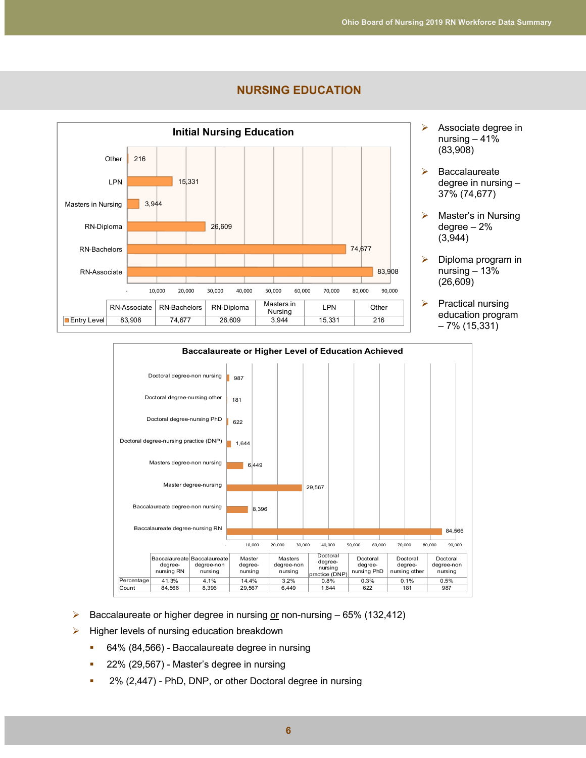# NURSING EDUCATION

**Initial Nursing Education**

| | RN-Associate | RN-Bachelors | RN-Diploma | Masters in Nursing | LPN | Other |
|---|---|---|---|---|---|---|
| Entry Level | 83,908 | 74,677 | 26,609 | 3,944 | 15,331 | 216 |

- Associate degree in nursing – 41% (83,908)
- Baccalaureate degree in nursing – 37% (74,677)
- Master's in Nursing degree – 2% (3,944)
- Diploma program in nursing – 13% (26,609)
- Practical nursing education program – 7% (15,331)

**Baccalaureate or Higher Level of Education Achieved**

| | Baccalaureate degree-nursing RN | Baccalaureate degree-non nursing | Master degree-nursing | Masters degree-non nursing | Doctoral degree-nursing practice (DNP) | Doctoral degree-nursing PhD | Doctoral degree-nursing other | Doctoral degree-non nursing |
|---|---|---|---|---|---|---|---|---|
| Percentage | 41.3% | 4.1% | 14.4% | 3.2% | 0.8% | 0.3% | 0.1% | 0.5% |
| Count | 84,566 | 8,396 | 29,567 | 6,449 | 1,644 | 622 | 181 | 987 |

- Baccalaureate or higher degree in nursing or non-nursing – 65% (132,412)
- Higher levels of nursing education breakdown
  - 64% (84,566) - Baccalaureate degree in nursing
  - 22% (29,567) - Master's degree in nursing
  - 2% (2,447) - PhD, DNP, or other Doctoral degree in nursing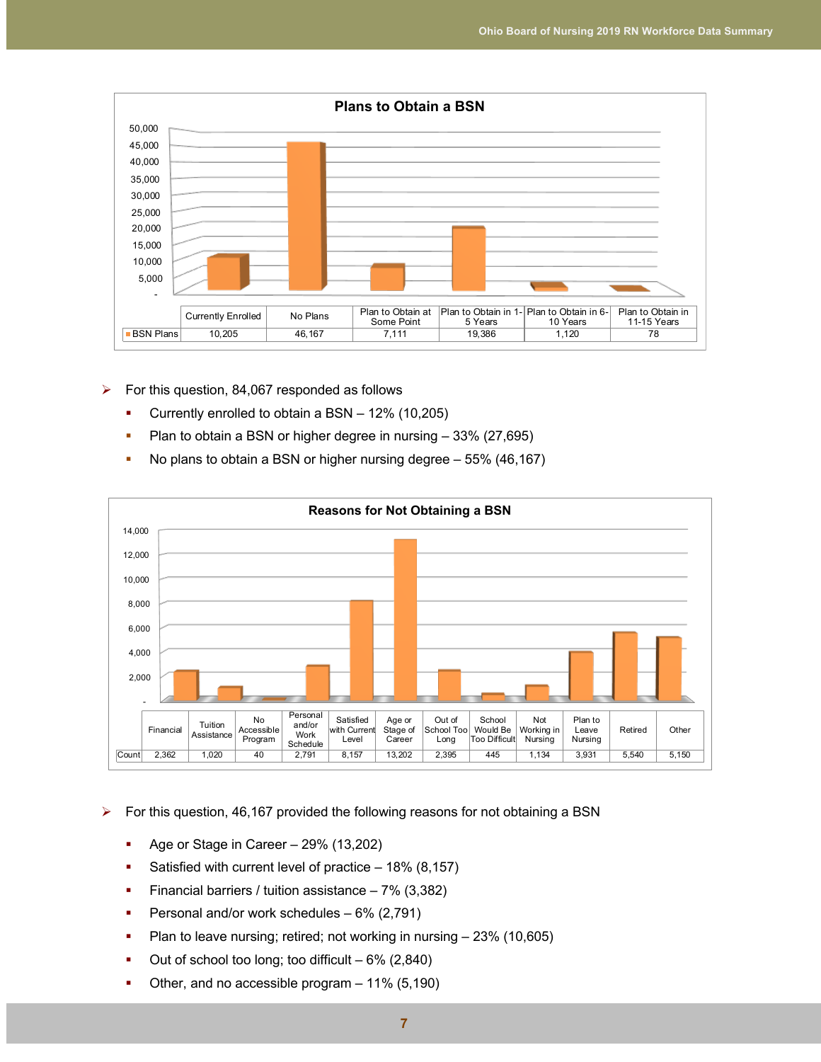**Plans to Obtain a BSN**

| | Currently Enrolled | No Plans | Plan to Obtain at Some Point | Plan to Obtain in 1-5 Years | Plan to Obtain in 6-10 Years | Plan to Obtain in 11-15 Years |
|---|---|---|---|---|---|---|
| BSN Plans | 10,205 | 46,167 | 7,111 | 19,386 | 1,120 | 78 |

- For this question, 84,067 responded as follows
  - Currently enrolled to obtain a BSN – 12% (10,205)
  - Plan to obtain a BSN or higher degree in nursing – 33% (27,695)
  - No plans to obtain a BSN or higher nursing degree – 55% (46,167)

**Reasons for Not Obtaining a BSN**

| | Financial | Tuition Assistance | No Accessible Program | Personal and/or Work Schedule | Satisfied with Current Level | Age or Stage of Career | Out of School Too Long | School Would Be Too Difficult | Not Working in Nursing | Plan to Leave Nursing | Retired | Other |
|---|---|---|---|---|---|---|---|---|---|---|---|---|
| Count | 2,362 | 1,020 | 40 | 2,791 | 8,157 | 13,202 | 2,395 | 445 | 1,134 | 3,931 | 5,540 | 5,150 |

- For this question, 46,167 provided the following reasons for not obtaining a BSN
  - Age or Stage in Career – 29% (13,202)
  - Satisfied with current level of practice – 18% (8,157)
  - Financial barriers / tuition assistance – 7% (3,382)
  - Personal and/or work schedules – 6% (2,791)
  - Plan to leave nursing; retired; not working in nursing – 23% (10,605)
  - Out of school too long; too difficult – 6% (2,840)
  - Other, and no accessible program – 11% (5,190)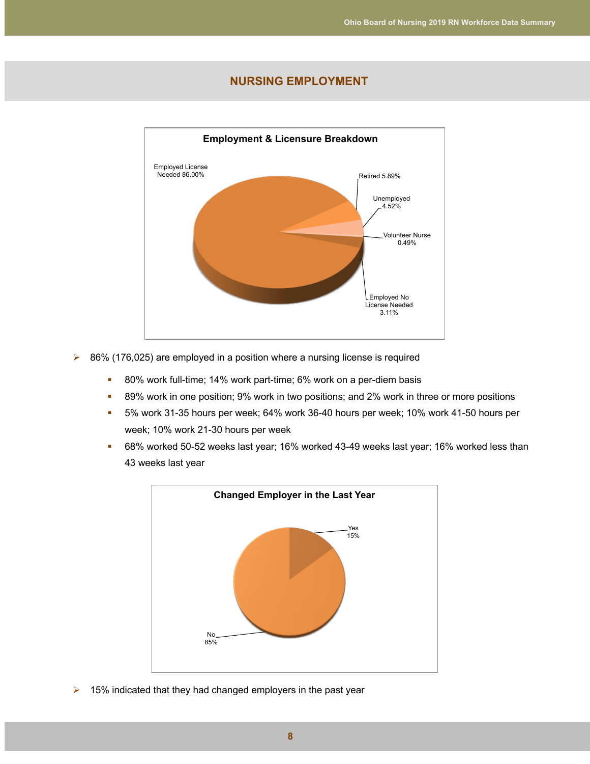## NURSING EMPLOYMENT

**Employment & Licensure Breakdown**

Employed License Needed 86.00%

Retired 5.89%

Unemployed 4.52%

Volunteer Nurse 0.49%

Employed No License Needed 3.11%

- 86% (176,025) are employed in a position where a nursing license is required
  - 80% work full-time; 14% work part-time; 6% work on a per-diem basis
  - 89% work in one position; 9% work in two positions; and 2% work in three or more positions
  - 5% work 31-35 hours per week; 64% work 36-40 hours per week; 10% work 41-50 hours per week; 10% work 21-30 hours per week
  - 68% worked 50-52 weeks last year; 16% worked 43-49 weeks last year; 16% worked less than 43 weeks last year

**Changed Employer in the Last Year**

Yes 15%

No 85%

- 15% indicated that they had changed employers in the past year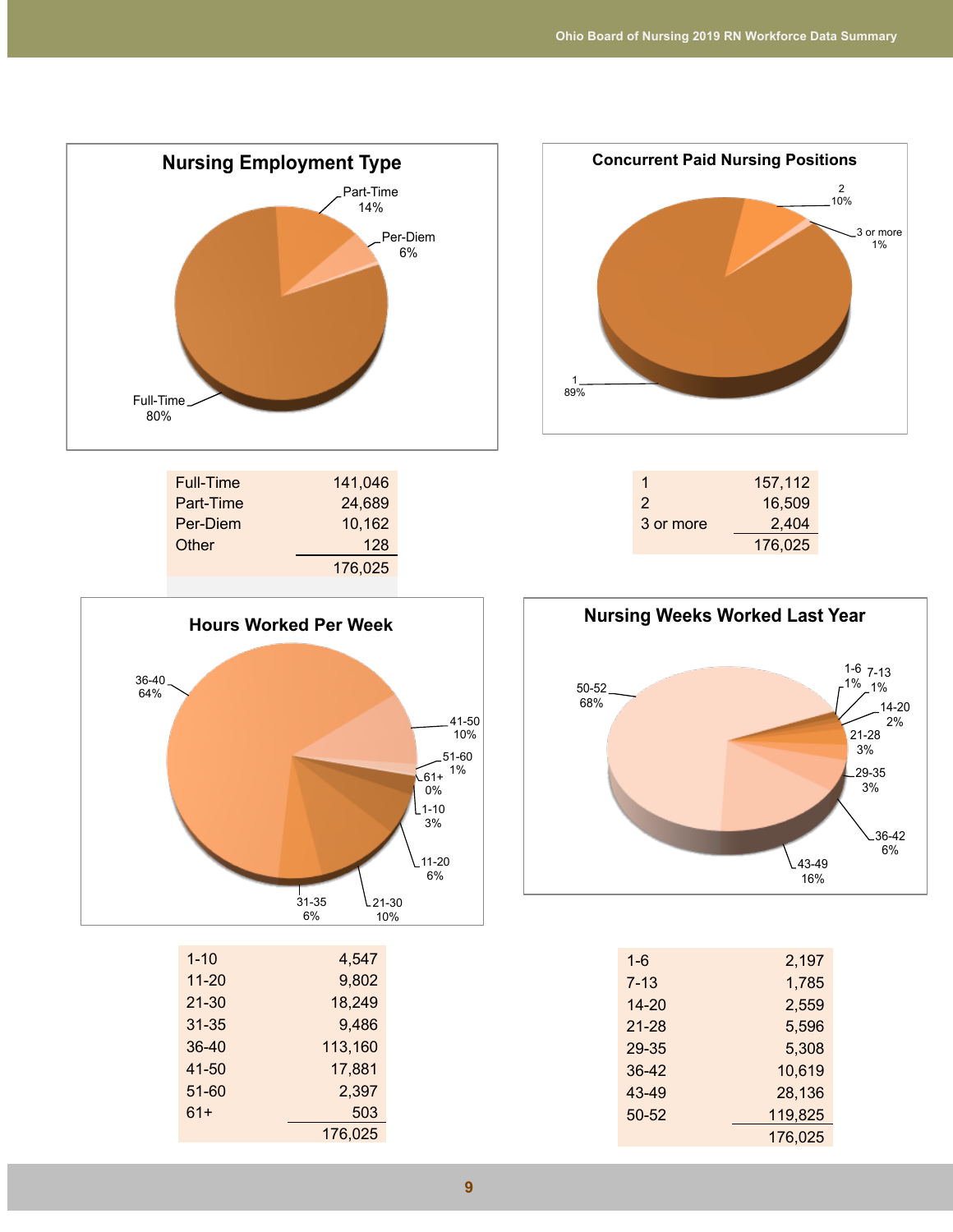## Nursing Employment Type

Full-Time 80%, Part-Time 14%, Per-Diem 6%

| Type | Count |
|---|---|
| Full-Time | 141,046 |
| Part-Time | 24,689 |
| Per-Diem | 10,162 |
| Other | 128 |
| | 176,025 |

## Concurrent Paid Nursing Positions

1 89%, 2 10%, 3 or more 1%

| Positions | Count |
|---|---|
| 1 | 157,112 |
| 2 | 16,509 |
| 3 or more | 2,404 |
| | 176,025 |

## Hours Worked Per Week

36-40 64%, 41-50 10%, 51-60 1%, 61+ 0%, 1-10 3%, 11-20 6%, 21-30 10%, 31-35 6%

| Hours | Count |
|---|---|
| 1-10 | 4,547 |
| 11-20 | 9,802 |
| 21-30 | 18,249 |
| 31-35 | 9,486 |
| 36-40 | 113,160 |
| 41-50 | 17,881 |
| 51-60 | 2,397 |
| 61+ | 503 |
| | 176,025 |

## Nursing Weeks Worked Last Year

50-52 68%, 1-6 1%, 7-13 1%, 14-20 2%, 21-28 3%, 29-35 3%, 36-42 6%, 43-49 16%

| Weeks | Count |
|---|---|
| 1-6 | 2,197 |
| 7-13 | 1,785 |
| 14-20 | 2,559 |
| 21-28 | 5,596 |
| 29-35 | 5,308 |
| 36-42 | 10,619 |
| 43-49 | 28,136 |
| 50-52 | 119,825 |
| | 176,025 |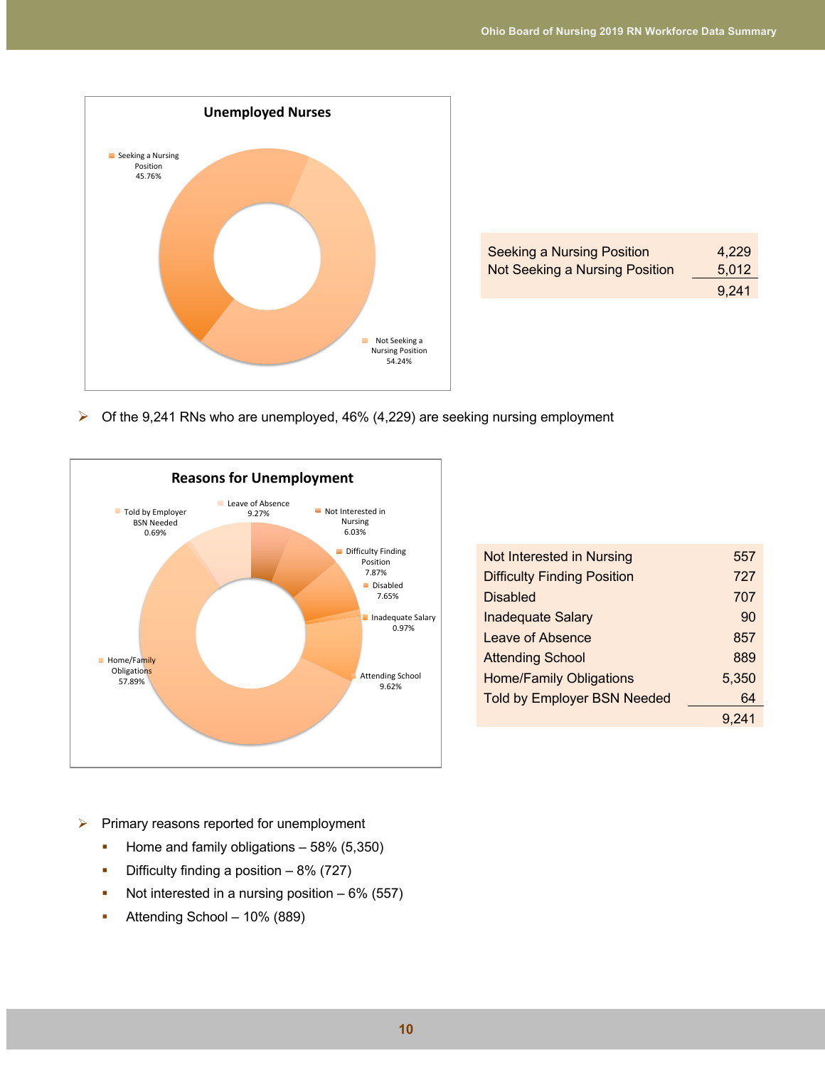**Unemployed Nurses**

Seeking a Nursing Position 45.76%

Not Seeking a Nursing Position 54.24%

| | |
|---|---|
| Seeking a Nursing Position | 4,229 |
| Not Seeking a Nursing Position | 5,012 |
| | 9,241 |

- Of the 9,241 RNs who are unemployed, 46% (4,229) are seeking nursing employment

**Reasons for Unemployment**

Told by Employer BSN Needed 0.69%

Leave of Absence 9.27%

Not Interested in Nursing 6.03%

Difficulty Finding Position 7.87%

Disabled 7.65%

Inadequate Salary 0.97%

Attending School 9.62%

Home/Family Obligations 57.89%

| | |
|---|---|
| Not Interested in Nursing | 557 |
| Difficulty Finding Position | 727 |
| Disabled | 707 |
| Inadequate Salary | 90 |
| Leave of Absence | 857 |
| Attending School | 889 |
| Home/Family Obligations | 5,350 |
| Told by Employer BSN Needed | 64 |
| | 9,241 |

- Primary reasons reported for unemployment
  - Home and family obligations – 58% (5,350)
  - Difficulty finding a position – 8% (727)
  - Not interested in a nursing position – 6% (557)
  - Attending School – 10% (889)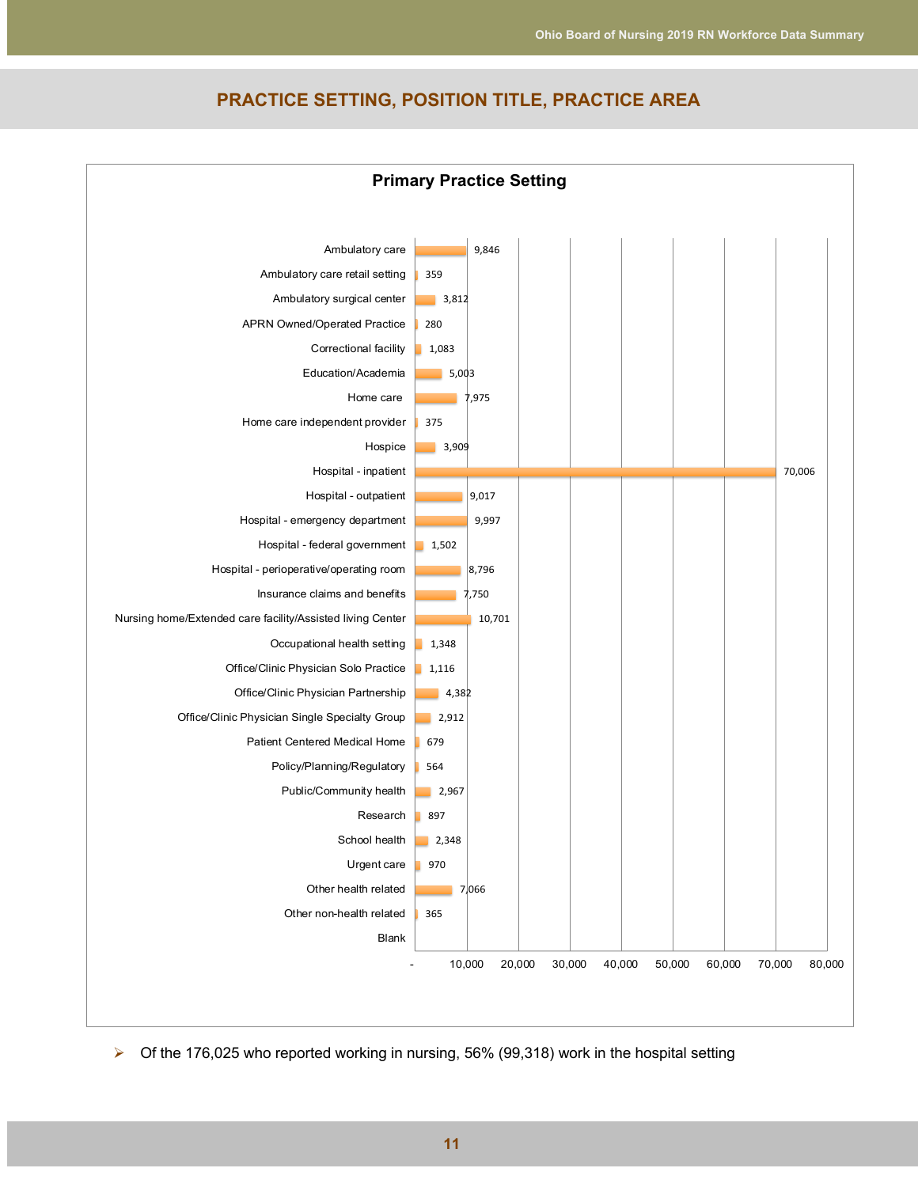## PRACTICE SETTING, POSITION TITLE, PRACTICE AREA

**Primary Practice Setting**

| Practice Setting | Number |
|---|---|
| Ambulatory care | 9,846 |
| Ambulatory care retail setting | 359 |
| Ambulatory surgical center | 3,812 |
| APRN Owned/Operated Practice | 280 |
| Correctional facility | 1,083 |
| Education/Academia | 5,003 |
| Home care | 7,975 |
| Home care independent provider | 375 |
| Hospice | 3,909 |
| Hospital - inpatient | 70,006 |
| Hospital - outpatient | 9,017 |
| Hospital - emergency department | 9,997 |
| Hospital - federal government | 1,502 |
| Hospital - perioperative/operating room | 8,796 |
| Insurance claims and benefits | 7,750 |
| Nursing home/Extended care facility/Assisted living Center | 10,701 |
| Occupational health setting | 1,348 |
| Office/Clinic Physician Solo Practice | 1,116 |
| Office/Clinic Physician Partnership | 4,382 |
| Office/Clinic Physician Single Specialty Group | 2,912 |
| Patient Centered Medical Home | 679 |
| Policy/Planning/Regulatory | 564 |
| Public/Community health | 2,967 |
| Research | 897 |
| School health | 2,348 |
| Urgent care | 970 |
| Other health related | 7,066 |
| Other non-health related | 365 |
| Blank | |

- Of the 176,025 who reported working in nursing, 56% (99,318) work in the hospital setting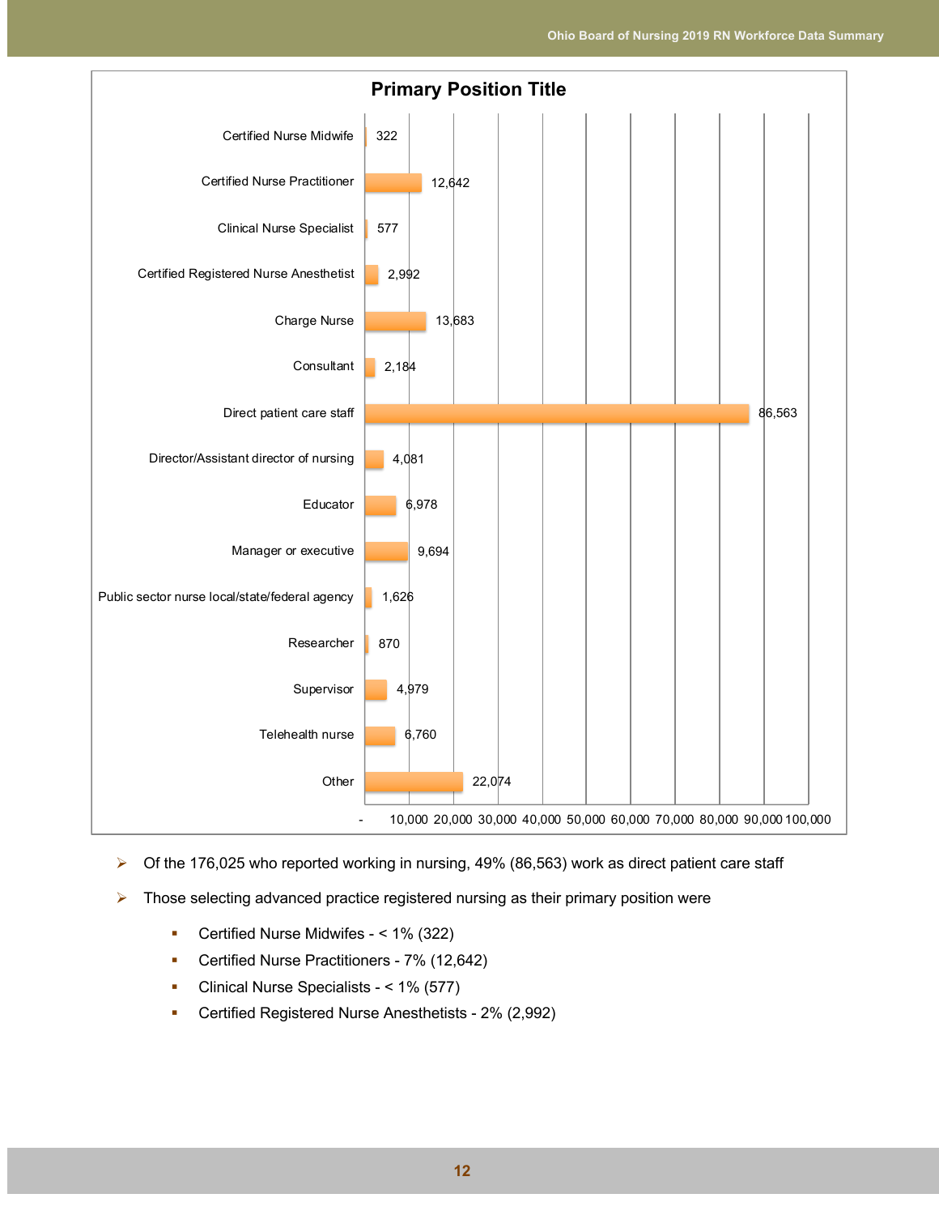## Primary Position Title

| Position | Count |
|---|---|
| Certified Nurse Midwife | 322 |
| Certified Nurse Practitioner | 12,642 |
| Clinical Nurse Specialist | 577 |
| Certified Registered Nurse Anesthetist | 2,992 |
| Charge Nurse | 13,683 |
| Consultant | 2,184 |
| Direct patient care staff | 86,563 |
| Director/Assistant director of nursing | 4,081 |
| Educator | 6,978 |
| Manager or executive | 9,694 |
| Public sector nurse local/state/federal agency | 1,626 |
| Researcher | 870 |
| Supervisor | 4,979 |
| Telehealth nurse | 6,760 |
| Other | 22,074 |

- Of the 176,025 who reported working in nursing, 49% (86,563) work as direct patient care staff
- Those selecting advanced practice registered nursing as their primary position were
  - Certified Nurse Midwifes - < 1% (322)
  - Certified Nurse Practitioners - 7% (12,642)
  - Clinical Nurse Specialists - < 1% (577)
  - Certified Registered Nurse Anesthetists - 2% (2,992)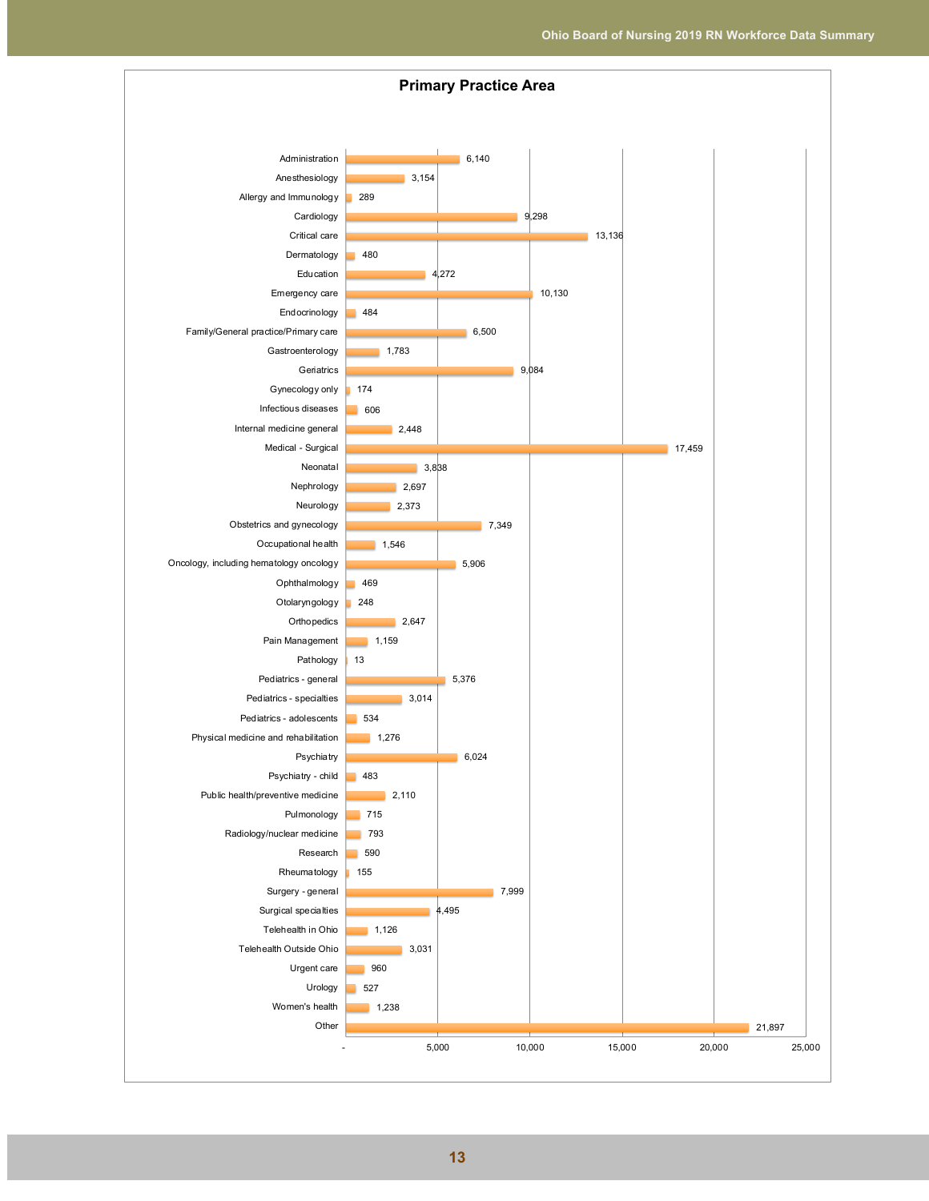## Primary Practice Area

Administration 6,140
Anesthesiology 3,154
Allergy and Immunology 289
Cardiology 9,298
Critical care 13,136
Dermatology 480
Education 4,272
Emergency care 10,130
Endocrinology 484
Family/General practice/Primary care 6,500
Gastroenterology 1,783
Geriatrics 9,084
Gynecology only 174
Infectious diseases 606
Internal medicine general 2,448
Medical - Surgical 17,459
Neonatal 3,838
Nephrology 2,697
Neurology 2,373
Obstetrics and gynecology 7,349
Occupational health 1,546
Oncology, including hematology oncology 5,906
Ophthalmology 469
Otolaryngology 248
Orthopedics 2,647
Pain Management 1,159
Pathology 13
Pediatrics - general 5,376
Pediatrics - specialties 3,014
Pediatrics - adolescents 534
Physical medicine and rehabilitation 1,276
Psychiatry 6,024
Psychiatry - child 483
Public health/preventive medicine 2,110
Pulmonology 715
Radiology/nuclear medicine 793
Research 590
Rheumatology 155
Surgery - general 7,999
Surgical specialties 4,495
Telehealth in Ohio 1,126
Telehealth Outside Ohio 3,031
Urgent care 960
Urology 527
Women's health 1,238
Other 21,897

- 5,000 10,000 15,000 20,000 25,000